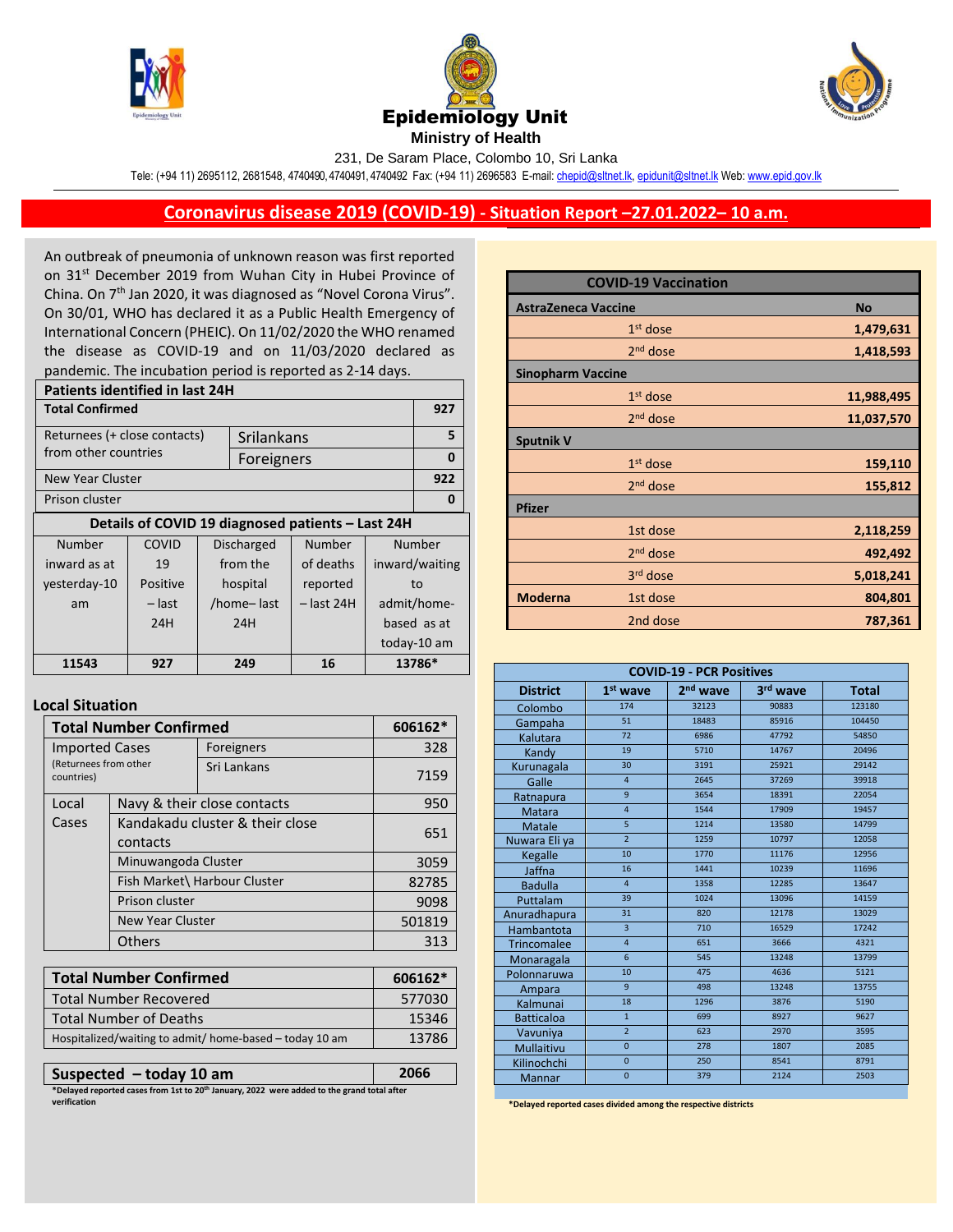# Epidemiology Unit

**Ministry of Health**

231, De Saram Place, Colombo 10, Sri Lanka

Tele: (+94 11) 2695112, 2681548, 4740490, 4740491, 4740492 Fax: (+94 11) 2696583 E-mail: chepid@sltnet.lk, epidunit@sltnet.lk Web: www.epid.gov.lk

## Coronavirus disease 2019 (COVID-19) - Situation Report –27.01.2022– 10 a.m.

An outbreak of pneumonia of unknown reason was first reported on 31st December 2019 from Wuhan City in Hubei Province of China. On 7th Jan 2020, it was diagnosed as "Novel Corona Virus". On 30/01, WHO has declared it as a Public Health Emergency of International Concern (PHEIC). On 11/02/2020 the WHO renamed the disease as COVID-19 and on 11/03/2020 declared as pandemic. The incubation period is reported as 2-14 days.

| Patients identified in last 24H | | |
|---|---|---|
| **Total Confirmed** | | **927** |
| Returnees (+ close contacts) from other countries | Srilankans | **5** |
| | Foreigners | **0** |
| New Year Cluster | | **922** |
| Prison cluster | | **0** |

| Details of COVID 19 diagnosed patients – Last 24H | | | | |
|---|---|---|---|---|
| Number inward as at yesterday-10 am | COVID 19 Positive – last 24H | Discharged from the hospital /home– last 24H | Number of deaths reported – last 24H | Number inward/waiting to admit/home-based as at today-10 am |
| **11543** | **927** | **249** | **16** | **13786*** |

### Local Situation

| **Total Number Confirmed** | | | **606162*** |
|---|---|---|---|
| Imported Cases (Returnees from other countries) | Foreigners | | 328 |
| | Sri Lankans | | 7159 |
| Local Cases | Navy & their close contacts | | 950 |
| | Kandakadu cluster & their close contacts | | 651 |
| | Minuwangoda Cluster | | 3059 |
| | Fish Market\ Harbour Cluster | | 82785 |
| | Prison cluster | | 9098 |
| | New Year Cluster | | 501819 |
| | Others | | 313 |

| **Total Number Confirmed** | **606162*** |
|---|---|
| Total Number Recovered | 577030 |
| Total Number of Deaths | 15346 |
| Hospitalized/waiting to admit/ home-based – today 10 am | 13786 |

| **Suspected – today 10 am** | **2066** |
|---|---|

***Delayed reported cases from 1st to 20th January, 2022 were added to the grand total after verification**

| COVID-19 Vaccination | | |
|---|---|---|
| **AstraZeneca Vaccine** | | **No** |
| | 1st dose | **1,479,631** |
| | 2nd dose | **1,418,593** |
| **Sinopharm Vaccine** | | |
| | 1st dose | **11,988,495** |
| | 2nd dose | **11,037,570** |
| **Sputnik V** | | |
| | 1st dose | **159,110** |
| | 2nd dose | **155,812** |
| **Pfizer** | | |
| | 1st dose | **2,118,259** |
| | 2nd dose | **492,492** |
| | 3rd dose | **5,018,241** |
| **Moderna** | 1st dose | **804,801** |
| | 2nd dose | **787,361** |

**COVID-19 - PCR Positives**

| District | 1st wave | 2nd wave | 3rd wave | Total |
|---|---|---|---|---|
| Colombo | 174 | 32123 | 90883 | 123180 |
| Gampaha | 51 | 18483 | 85916 | 104450 |
| Kalutara | 72 | 6986 | 47792 | 54850 |
| Kandy | 19 | 5710 | 14767 | 20496 |
| Kurunagala | 30 | 3191 | 25921 | 29142 |
| Galle | 4 | 2645 | 37269 | 39918 |
| Ratnapura | 9 | 3654 | 18391 | 22054 |
| Matara | 4 | 1544 | 17909 | 19457 |
| Matale | 5 | 1214 | 13580 | 14799 |
| Nuwara Eli ya | 2 | 1259 | 10797 | 12058 |
| Kegalle | 10 | 1770 | 11176 | 12956 |
| Jaffna | 16 | 1441 | 10239 | 11696 |
| Badulla | 4 | 1358 | 12285 | 13647 |
| Puttalam | 39 | 1024 | 13096 | 14159 |
| Anuradhapura | 31 | 820 | 12178 | 13029 |
| Hambantota | 3 | 710 | 16529 | 17242 |
| Trincomalee | 4 | 651 | 3666 | 4321 |
| Monaragala | 6 | 545 | 13248 | 13799 |
| Polonnaruwa | 10 | 475 | 4636 | 5121 |
| Ampara | 9 | 498 | 13248 | 13755 |
| Kalmunai | 18 | 1296 | 3876 | 5190 |
| Batticaloa | 1 | 699 | 8927 | 9627 |
| Vavuniya | 2 | 623 | 2970 | 3595 |
| Mullaitivu | 0 | 278 | 1807 | 2085 |
| Kilinochchi | 0 | 250 | 8541 | 8791 |
| Mannar | 0 | 379 | 2124 | 2503 |

***Delayed reported cases divided among the respective districts**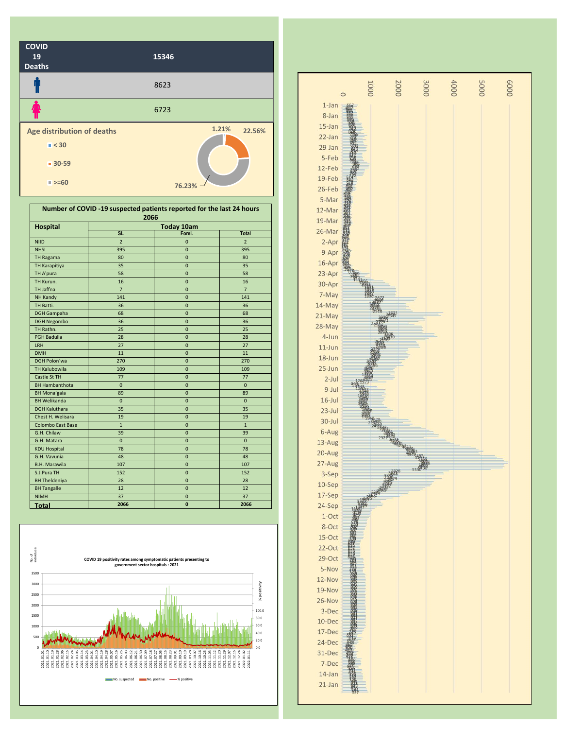| COVID 19 Deaths | 15346 |
|---|---|
| Male | 8623 |
| Female | 6723 |

## Age distribution of deaths

< 30

30-59

>=60

1.21%

22.56%

76.23%

| Number of COVID -19 suspected patients reported for the last 24 hours 2066 | | | |
|---|---|---|---|
| Hospital | Today 10am | | |
| | SL | Forei. | Total |
| NIID | 2 | 0 | 2 |
| NHSL | 395 | 0 | 395 |
| TH Ragama | 80 | 0 | 80 |
| TH Karapitiya | 35 | 0 | 35 |
| TH A'pura | 58 | 0 | 58 |
| TH Kurun. | 16 | 0 | 16 |
| TH Jaffna | 7 | 0 | 7 |
| NH Kandy | 141 | 0 | 141 |
| TH Batti. | 36 | 0 | 36 |
| DGH Gampaha | 68 | 0 | 68 |
| DGH Negombo | 36 | 0 | 36 |
| TH Rathn. | 25 | 0 | 25 |
| PGH Badulla | 28 | 0 | 28 |
| LRH | 27 | 0 | 27 |
| DMH | 11 | 0 | 11 |
| DGH Polon'wa | 270 | 0 | 270 |
| TH Kalubowila | 109 | 0 | 109 |
| Castle St TH | 77 | 0 | 77 |
| BH Hambanthota | 0 | 0 | 0 |
| BH Mona'gala | 89 | 0 | 89 |
| BH Welikanda | 0 | 0 | 0 |
| DGH Kaluthara | 35 | 0 | 35 |
| Chest H. Welisara | 19 | 0 | 19 |
| Colombo East Base | 1 | 0 | 1 |
| G.H. Chilaw | 39 | 0 | 39 |
| G.H. Matara | 0 | 0 | 0 |
| KDU Hospital | 78 | 0 | 78 |
| G.H. Vavunia | 48 | 0 | 48 |
| B.H. Marawila | 107 | 0 | 107 |
| S.J.Pura TH | 152 | 0 | 152 |
| BH Theldeniya | 28 | 0 | 28 |
| BH Tangalle | 12 | 0 | 12 |
| NIMH | 37 | 0 | 37 |
| **Total** | **2066** | **0** | **2066** |

COVID 19 positivity rates among symptomatic patients presenting to government sector hospitals : 2021

No. of individuals

% positivity

No. suspected

No. positive

% positive